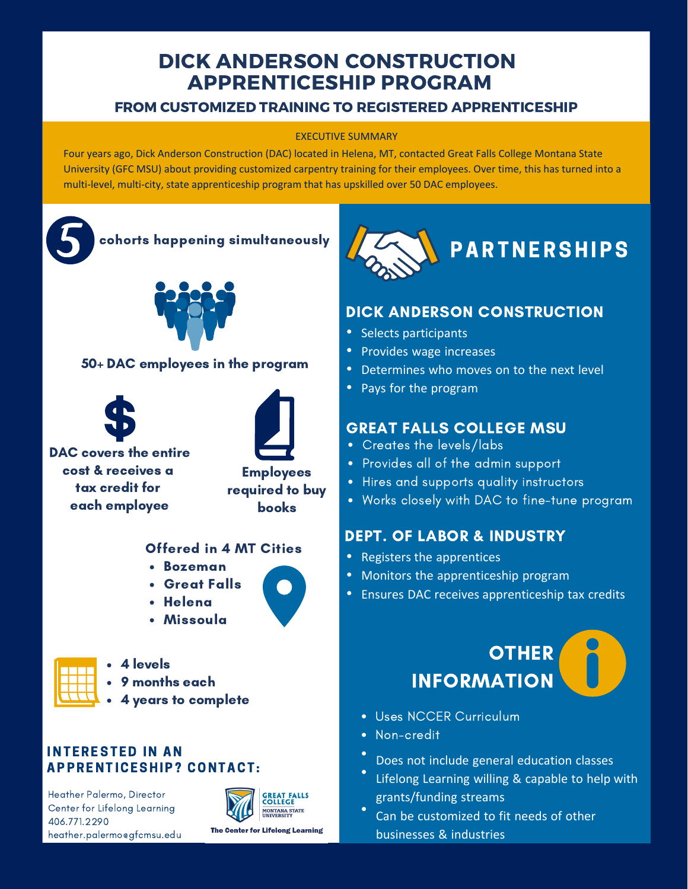# DICK ANDERSON CONSTRUCTION APPRENTICESHIP PROGRAM

## FROM CUSTOMIZED TRAINING TO REGISTERED APPRENTICESHIP

EXECUTIVE SUMMARY

Four years ago, Dick Anderson Construction (DAC) located in Helena, MT, contacted Great Falls College Montana State University (GFC MSU) about providing customized carpentry training for their employees. Over time, this has turned into a multi-level, multi-city, state apprenticeship program that has upskilled over 50 DAC employees.

**5 cohorts happening simultaneously**

**50+ DAC employees in the program**

**DAC covers the entire cost & receives a tax credit for each employee**

**Employees required to buy books**

**Offered in 4 MT Cities**

- **Bozeman**
- **Great Falls**
- **Helena**
- **Missoula**

- **4 levels**
- **9 months each**
- **4 years to complete**

### INTERESTED IN AN APPRENTICESHIP? CONTACT:

Heather Palermo, Director
Center for Lifelong Learning
406.771.2290
heather.palermo@gfcmsu.edu

Great Falls College Montana State University
The Center for Lifelong Learning

## PARTNERSHIPS

### DICK ANDERSON CONSTRUCTION

- Selects participants
- Provides wage increases
- Determines who moves on to the next level
- Pays for the program

### GREAT FALLS COLLEGE MSU

- Creates the levels/labs
- Provides all of the admin support
- Hires and supports quality instructors
- Works closely with DAC to fine-tune program

### DEPT. OF LABOR & INDUSTRY

- Registers the apprentices
- Monitors the apprenticeship program
- Ensures DAC receives apprenticeship tax credits

## OTHER INFORMATION

- Uses NCCER Curriculum
- Non-credit
- Does not include general education classes
- Lifelong Learning willing & capable to help with grants/funding streams
- Can be customized to fit needs of other businesses & industries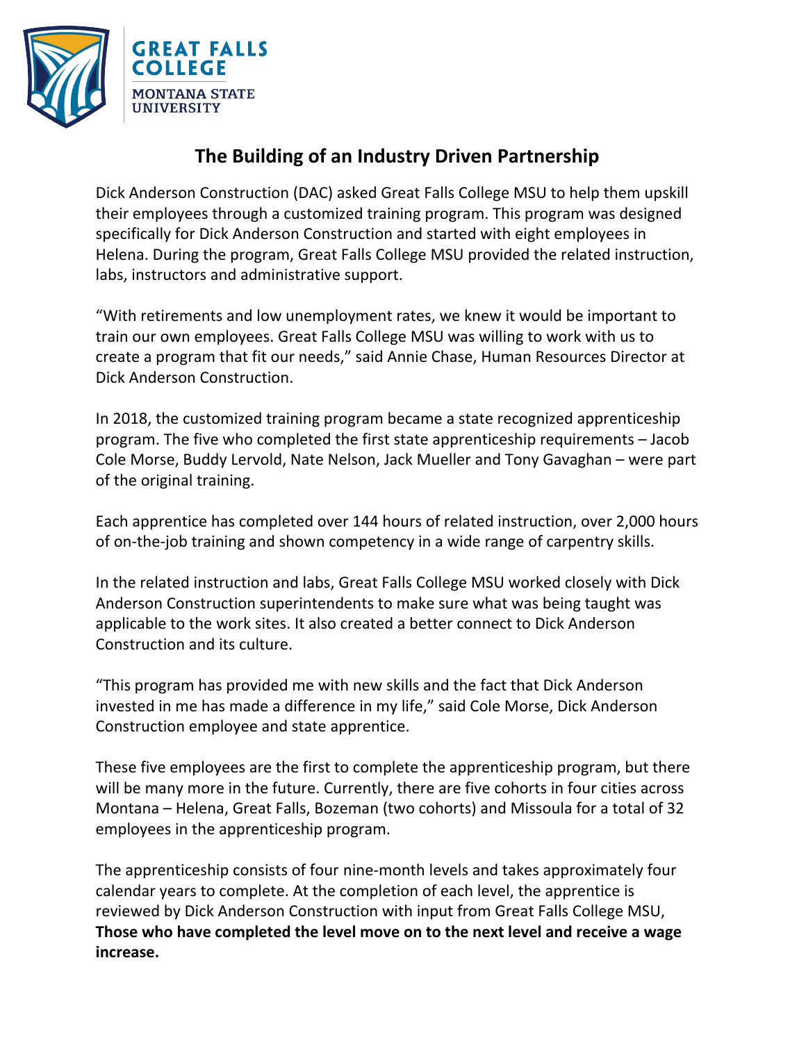# The Building of an Industry Driven Partnership

Dick Anderson Construction (DAC) asked Great Falls College MSU to help them upskill their employees through a customized training program. This program was designed specifically for Dick Anderson Construction and started with eight employees in Helena. During the program, Great Falls College MSU provided the related instruction, labs, instructors and administrative support.

"With retirements and low unemployment rates, we knew it would be important to train our own employees. Great Falls College MSU was willing to work with us to create a program that fit our needs," said Annie Chase, Human Resources Director at Dick Anderson Construction.

In 2018, the customized training program became a state recognized apprenticeship program. The five who completed the first state apprenticeship requirements – Jacob Cole Morse, Buddy Lervold, Nate Nelson, Jack Mueller and Tony Gavaghan – were part of the original training.

Each apprentice has completed over 144 hours of related instruction, over 2,000 hours of on-the-job training and shown competency in a wide range of carpentry skills.

In the related instruction and labs, Great Falls College MSU worked closely with Dick Anderson Construction superintendents to make sure what was being taught was applicable to the work sites. It also created a better connect to Dick Anderson Construction and its culture.

"This program has provided me with new skills and the fact that Dick Anderson invested in me has made a difference in my life," said Cole Morse, Dick Anderson Construction employee and state apprentice.

These five employees are the first to complete the apprenticeship program, but there will be many more in the future. Currently, there are five cohorts in four cities across Montana – Helena, Great Falls, Bozeman (two cohorts) and Missoula for a total of 32 employees in the apprenticeship program.

The apprenticeship consists of four nine-month levels and takes approximately four calendar years to complete. At the completion of each level, the apprentice is reviewed by Dick Anderson Construction with input from Great Falls College MSU, **Those who have completed the level move on to the next level and receive a wage increase.**